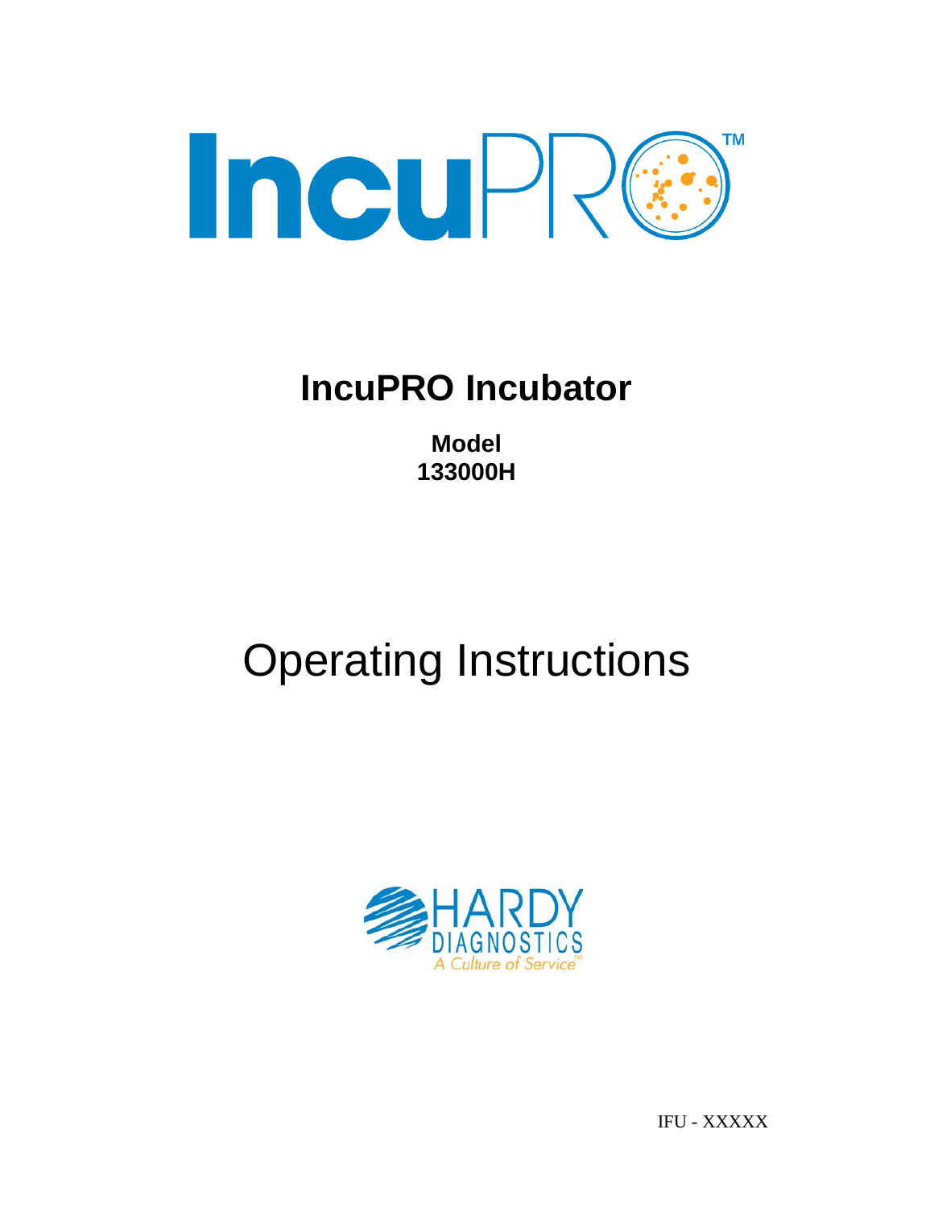# IncuPRO™

## IncuPRO Incubator

**Model**
**133000H**

# Operating Instructions

HARDY DIAGNOSTICS
*A Culture of Service™*

IFU - XXXXX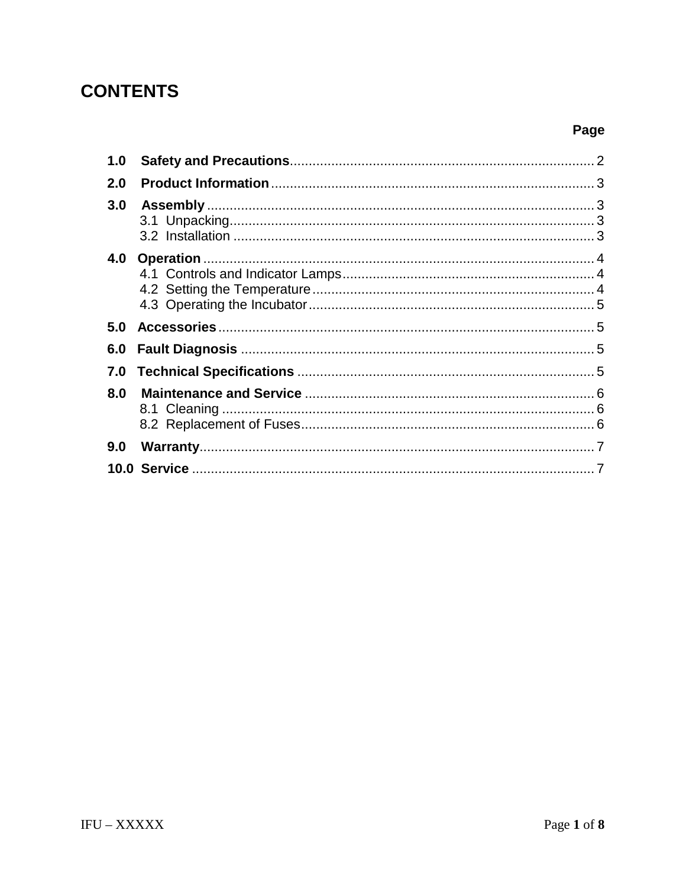# CONTENTS

| | Page |
|---|---|
| **1.0 Safety and Precautions** | 2 |
| **2.0 Product Information** | 3 |
| **3.0 Assembly** | 3 |
| 3.1 Unpacking | 3 |
| 3.2 Installation | 3 |
| **4.0 Operation** | 4 |
| 4.1 Controls and Indicator Lamps | 4 |
| 4.2 Setting the Temperature | 4 |
| 4.3 Operating the Incubator | 5 |
| **5.0 Accessories** | 5 |
| **6.0 Fault Diagnosis** | 5 |
| **7.0 Technical Specifications** | 5 |
| **8.0 Maintenance and Service** | 6 |
| 8.1 Cleaning | 6 |
| 8.2 Replacement of Fuses | 6 |
| **9.0 Warranty** | 7 |
| **10.0 Service** | 7 |

IFU – XXXXX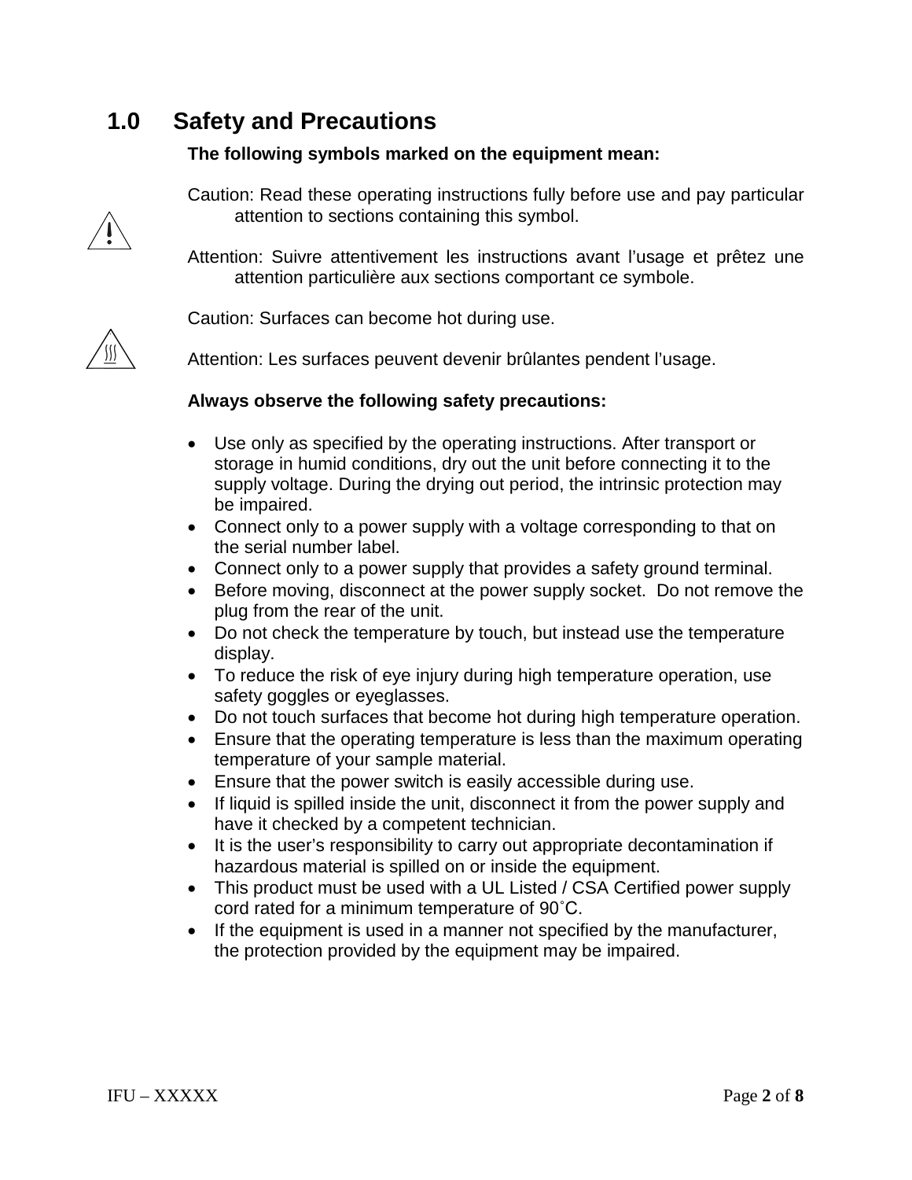# 1.0 Safety and Precautions

**The following symbols marked on the equipment mean:**

Caution: Read these operating instructions fully before use and pay particular attention to sections containing this symbol.

Attention: Suivre attentivement les instructions avant l'usage et prêtez une attention particulière aux sections comportant ce symbole.

Caution: Surfaces can become hot during use.

Attention: Les surfaces peuvent devenir brûlantes pendent l'usage.

**Always observe the following safety precautions:**

- Use only as specified by the operating instructions. After transport or storage in humid conditions, dry out the unit before connecting it to the supply voltage. During the drying out period, the intrinsic protection may be impaired.
- Connect only to a power supply with a voltage corresponding to that on the serial number label.
- Connect only to a power supply that provides a safety ground terminal.
- Before moving, disconnect at the power supply socket. Do not remove the plug from the rear of the unit.
- Do not check the temperature by touch, but instead use the temperature display.
- To reduce the risk of eye injury during high temperature operation, use safety goggles or eyeglasses.
- Do not touch surfaces that become hot during high temperature operation.
- Ensure that the operating temperature is less than the maximum operating temperature of your sample material.
- Ensure that the power switch is easily accessible during use.
- If liquid is spilled inside the unit, disconnect it from the power supply and have it checked by a competent technician.
- It is the user's responsibility to carry out appropriate decontamination if hazardous material is spilled on or inside the equipment.
- This product must be used with a UL Listed / CSA Certified power supply cord rated for a minimum temperature of 90˚C.
- If the equipment is used in a manner not specified by the manufacturer, the protection provided by the equipment may be impaired.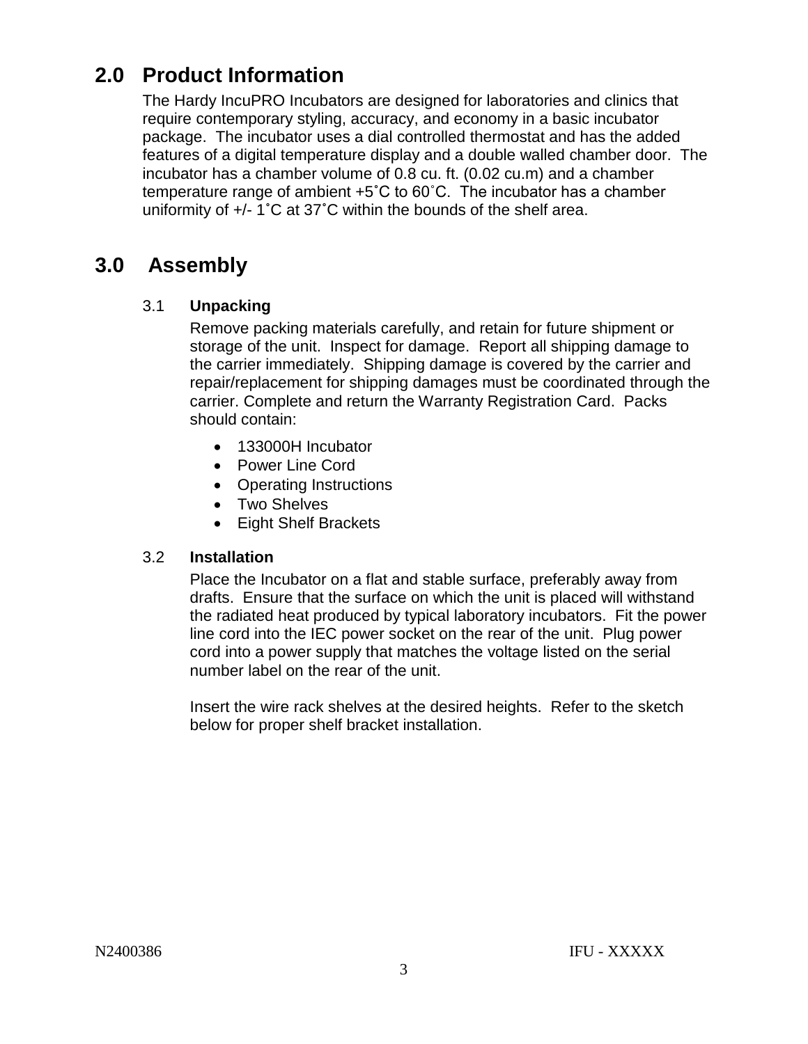## 2.0 Product Information

The Hardy IncuPRO Incubators are designed for laboratories and clinics that require contemporary styling, accuracy, and economy in a basic incubator package. The incubator uses a dial controlled thermostat and has the added features of a digital temperature display and a double walled chamber door. The incubator has a chamber volume of 0.8 cu. ft. (0.02 cu.m) and a chamber temperature range of ambient +5˚C to 60˚C. The incubator has a chamber uniformity of +/- 1˚C at 37˚C within the bounds of the shelf area.

## 3.0 Assembly

### 3.1 Unpacking

Remove packing materials carefully, and retain for future shipment or storage of the unit. Inspect for damage. Report all shipping damage to the carrier immediately. Shipping damage is covered by the carrier and repair/replacement for shipping damages must be coordinated through the carrier. Complete and return the Warranty Registration Card. Packs should contain:

- 133000H Incubator
- Power Line Cord
- Operating Instructions
- Two Shelves
- Eight Shelf Brackets

### 3.2 Installation

Place the Incubator on a flat and stable surface, preferably away from drafts. Ensure that the surface on which the unit is placed will withstand the radiated heat produced by typical laboratory incubators. Fit the power line cord into the IEC power socket on the rear of the unit. Plug power cord into a power supply that matches the voltage listed on the serial number label on the rear of the unit.

Insert the wire rack shelves at the desired heights. Refer to the sketch below for proper shelf bracket installation.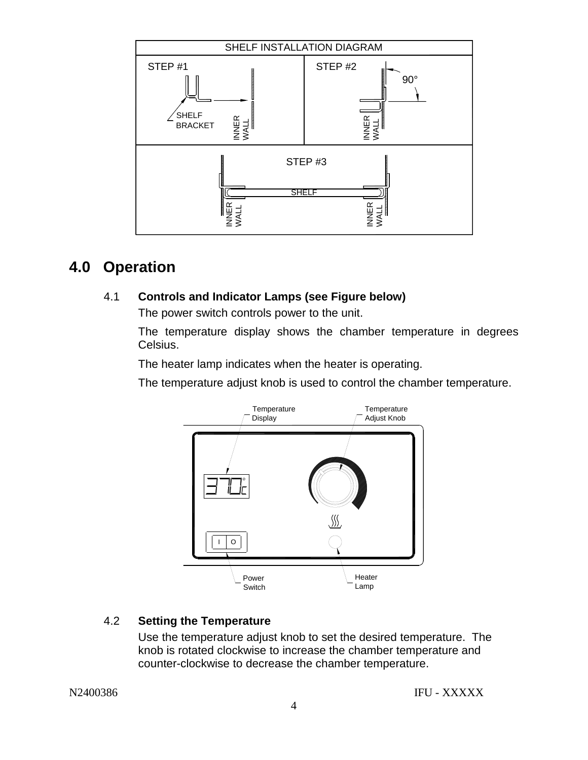SHELF INSTALLATION DIAGRAM

STEP #1

SHELF BRACKET

INNER WALL

STEP #2

90°

INNER WALL

STEP #3

SHELF

INNER WALL

INNER WALL

## 4.0 Operation

### 4.1 Controls and Indicator Lamps (see Figure below)

The power switch controls power to the unit.

The temperature display shows the chamber temperature in degrees Celsius.

The heater lamp indicates when the heater is operating.

The temperature adjust knob is used to control the chamber temperature.

Temperature Display

Temperature Adjust Knob

37.0 °C

I O

Power Switch

Heater Lamp

### 4.2 Setting the Temperature

Use the temperature adjust knob to set the desired temperature. The knob is rotated clockwise to increase the chamber temperature and counter-clockwise to decrease the chamber temperature.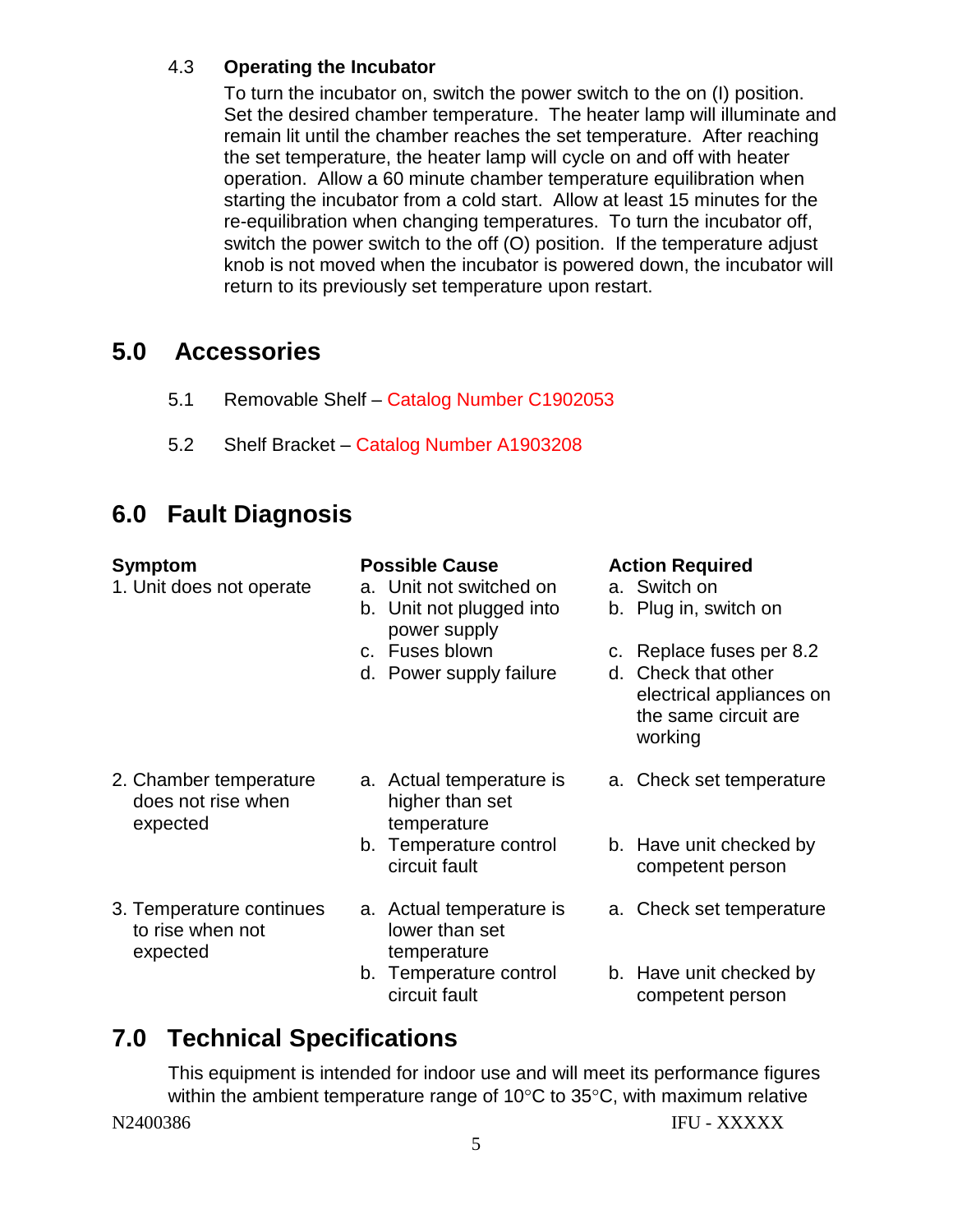### 4.3 Operating the Incubator

To turn the incubator on, switch the power switch to the on (I) position. Set the desired chamber temperature. The heater lamp will illuminate and remain lit until the chamber reaches the set temperature. After reaching the set temperature, the heater lamp will cycle on and off with heater operation. Allow a 60 minute chamber temperature equilibration when starting the incubator from a cold start. Allow at least 15 minutes for the re-equilibration when changing temperatures. To turn the incubator off, switch the power switch to the off (O) position. If the temperature adjust knob is not moved when the incubator is powered down, the incubator will return to its previously set temperature upon restart.

## 5.0 Accessories

5.1 Removable Shelf – Catalog Number C1902053

5.2 Shelf Bracket – Catalog Number A1903208

## 6.0 Fault Diagnosis

| Symptom | Possible Cause | Action Required |
|---|---|---|
| 1. Unit does not operate | a. Unit not switched on | a. Switch on |
| | b. Unit not plugged into power supply | b. Plug in, switch on |
| | c. Fuses blown | c. Replace fuses per 8.2 |
| | d. Power supply failure | d. Check that other electrical appliances on the same circuit are working |
| 2. Chamber temperature does not rise when expected | a. Actual temperature is higher than set temperature | a. Check set temperature |
| | b. Temperature control circuit fault | b. Have unit checked by competent person |
| 3. Temperature continues to rise when not expected | a. Actual temperature is lower than set temperature | a. Check set temperature |
| | b. Temperature control circuit fault | b. Have unit checked by competent person |

## 7.0 Technical Specifications

This equipment is intended for indoor use and will meet its performance figures within the ambient temperature range of 10°C to 35°C, with maximum relative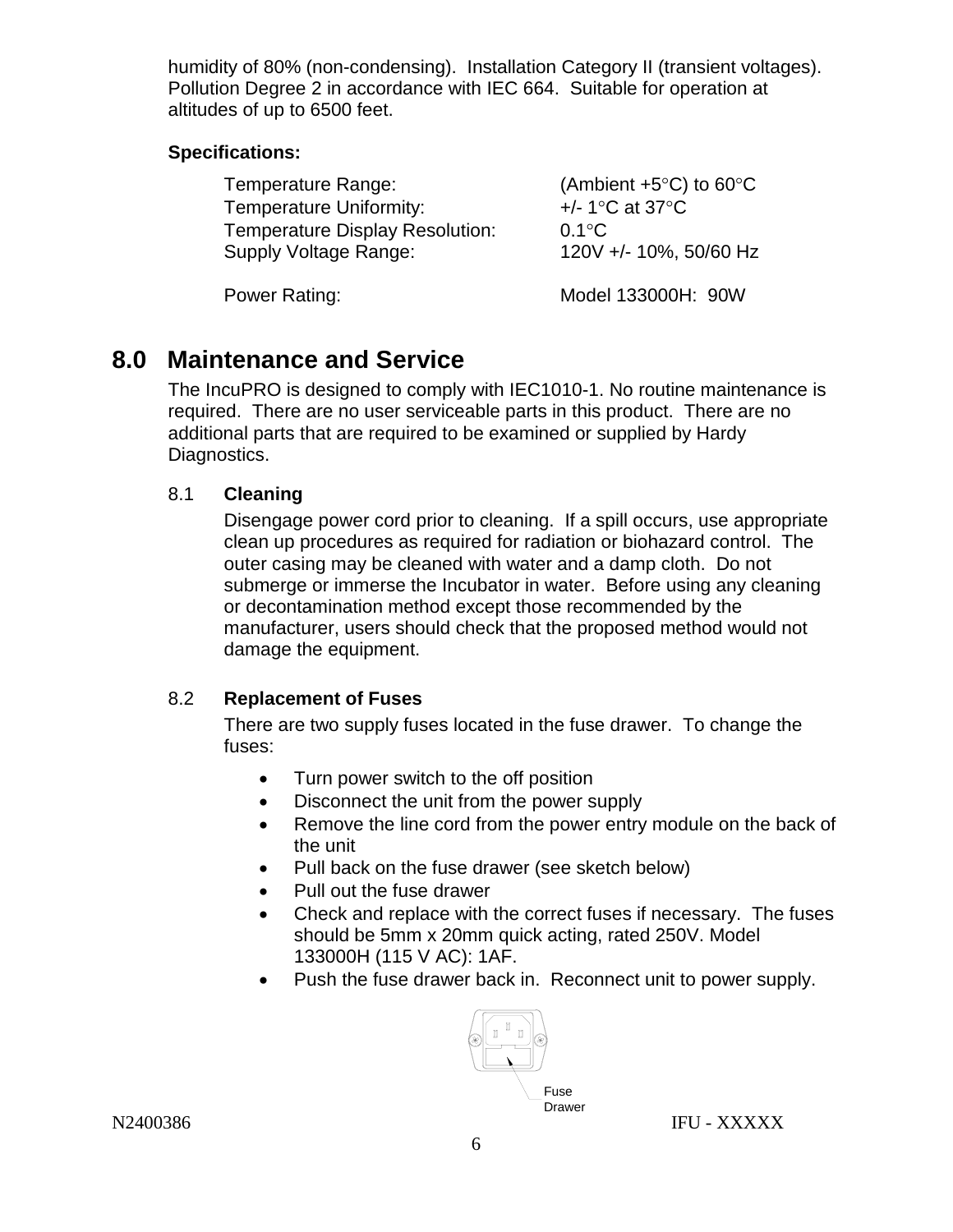humidity of 80% (non-condensing). Installation Category II (transient voltages). Pollution Degree 2 in accordance with IEC 664. Suitable for operation at altitudes of up to 6500 feet.

**Specifications:**

| | |
|---|---|
| Temperature Range: | (Ambient +5°C) to 60°C |
| Temperature Uniformity: | +/- 1°C at 37°C |
| Temperature Display Resolution: | 0.1°C |
| Supply Voltage Range: | 120V +/- 10%, 50/60 Hz |
| Power Rating: | Model 133000H: 90W |

## 8.0 Maintenance and Service

The IncuPRO is designed to comply with IEC1010-1. No routine maintenance is required. There are no user serviceable parts in this product. There are no additional parts that are required to be examined or supplied by Hardy Diagnostics.

### 8.1 **Cleaning**

Disengage power cord prior to cleaning. If a spill occurs, use appropriate clean up procedures as required for radiation or biohazard control. The outer casing may be cleaned with water and a damp cloth. Do not submerge or immerse the Incubator in water. Before using any cleaning or decontamination method except those recommended by the manufacturer, users should check that the proposed method would not damage the equipment.

### 8.2 **Replacement of Fuses**

There are two supply fuses located in the fuse drawer. To change the fuses:

- Turn power switch to the off position
- Disconnect the unit from the power supply
- Remove the line cord from the power entry module on the back of the unit
- Pull back on the fuse drawer (see sketch below)
- Pull out the fuse drawer
- Check and replace with the correct fuses if necessary. The fuses should be 5mm x 20mm quick acting, rated 250V. Model 133000H (115 V AC): 1AF.
- Push the fuse drawer back in. Reconnect unit to power supply.

Fuse Drawer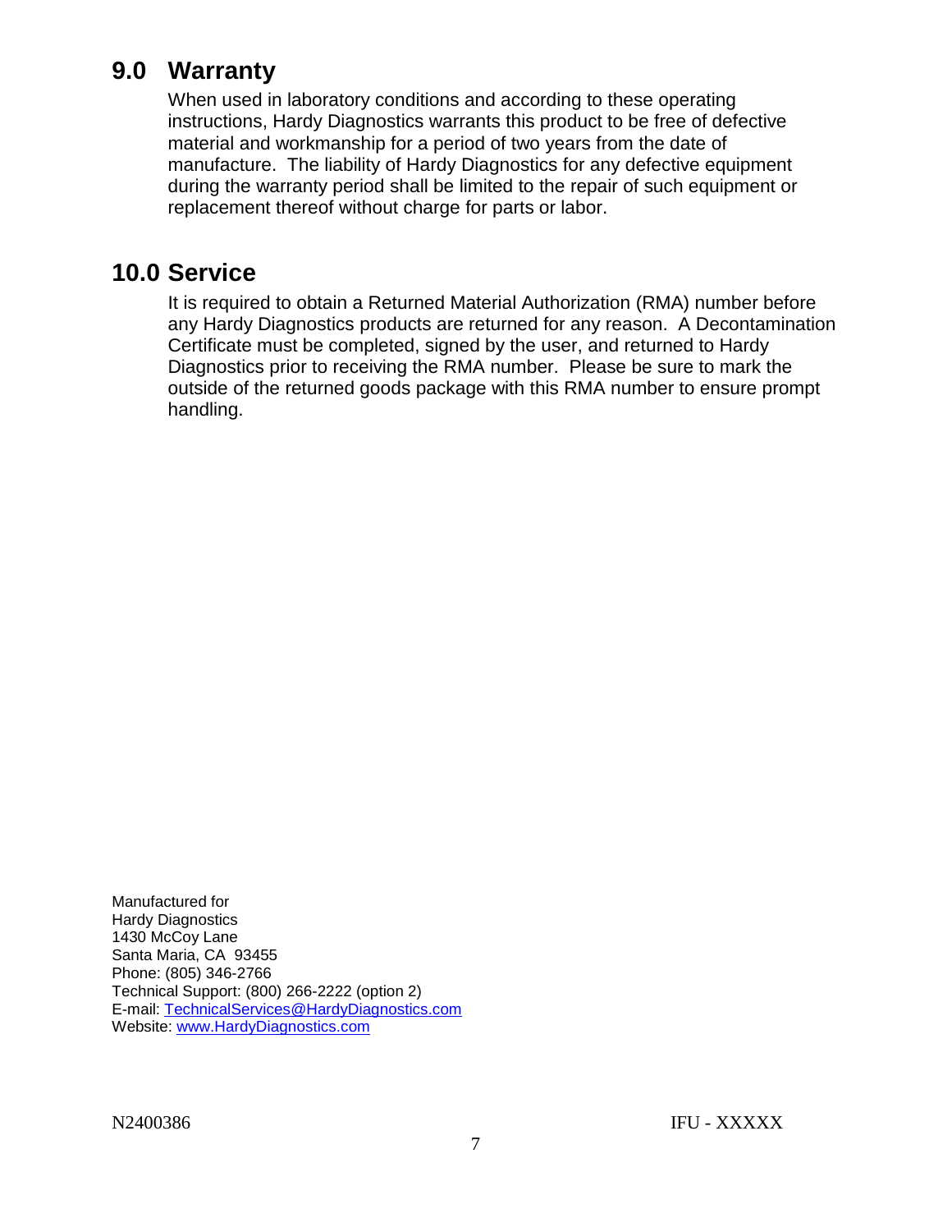## 9.0 Warranty

When used in laboratory conditions and according to these operating instructions, Hardy Diagnostics warrants this product to be free of defective material and workmanship for a period of two years from the date of manufacture. The liability of Hardy Diagnostics for any defective equipment during the warranty period shall be limited to the repair of such equipment or replacement thereof without charge for parts or labor.

## 10.0 Service

It is required to obtain a Returned Material Authorization (RMA) number before any Hardy Diagnostics products are returned for any reason. A Decontamination Certificate must be completed, signed by the user, and returned to Hardy Diagnostics prior to receiving the RMA number. Please be sure to mark the outside of the returned goods package with this RMA number to ensure prompt handling.

Manufactured for
Hardy Diagnostics
1430 McCoy Lane
Santa Maria, CA 93455
Phone: (805) 346-2766
Technical Support: (800) 266-2222 (option 2)
E-mail: TechnicalServices@HardyDiagnostics.com
Website: www.HardyDiagnostics.com

N2400386 IFU - XXXXX